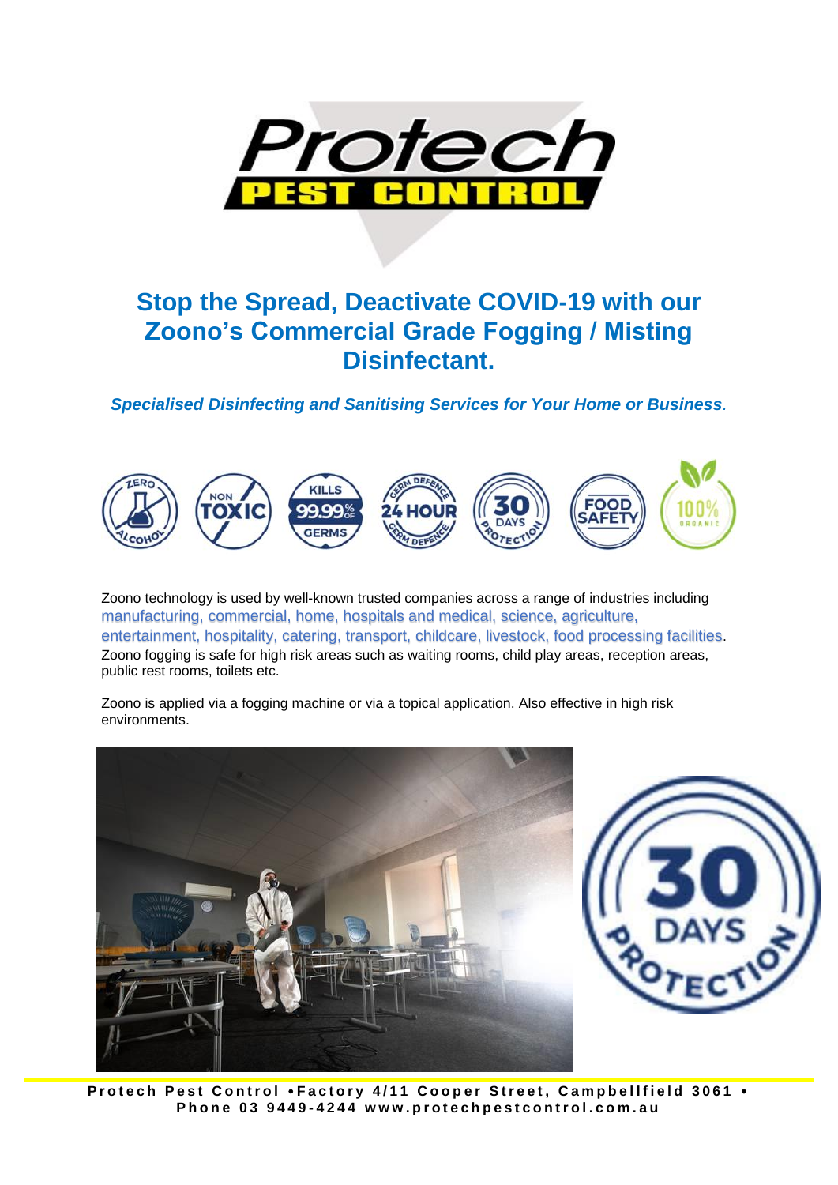# Stop the Spread, Deactivate COVID-19 with our Zoono's Commercial Grade Fogging / Misting Disinfectant.

***Specialised Disinfecting and Sanitising Services for Your Home or Business.***

Zoono technology is used by well-known trusted companies across a range of industries including manufacturing, commercial, home, hospitals and medical, science, agriculture, entertainment, hospitality, catering, transport, childcare, livestock, food processing facilities. Zoono fogging is safe for high risk areas such as waiting rooms, child play areas, reception areas, public rest rooms, toilets etc.

Zoono is applied via a fogging machine or via a topical application. Also effective in high risk environments.

**Protech Pest Control • Factory 4/11 Cooper Street, Campbellfield 3061 • Phone 03 9449-4244 www.protechpestcontrol.com.au**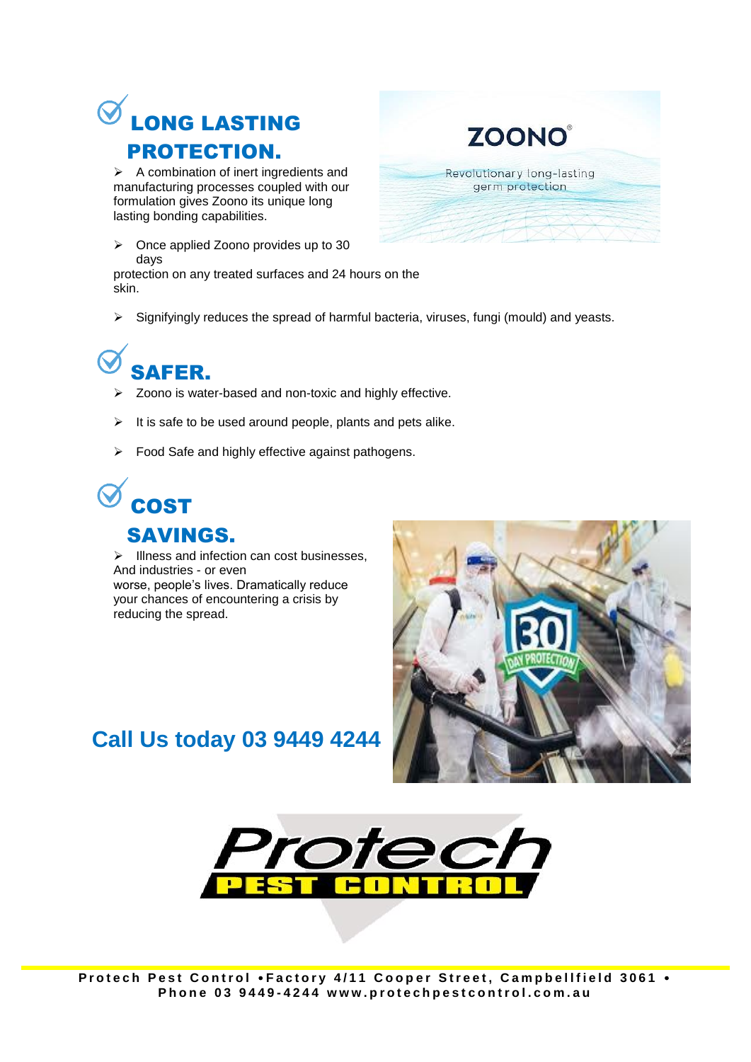## LONG LASTING PROTECTION.

- A combination of inert ingredients and manufacturing processes coupled with our formulation gives Zoono its unique long lasting bonding capabilities.
- Once applied Zoono provides up to 30 days protection on any treated surfaces and 24 hours on the skin.
- Signifyingly reduces the spread of harmful bacteria, viruses, fungi (mould) and yeasts.

## SAFER.

- Zoono is water-based and non-toxic and highly effective.
- It is safe to be used around people, plants and pets alike.
- Food Safe and highly effective against pathogens.

## COST SAVINGS.

- Illness and infection can cost businesses, And industries - or even worse, people's lives. Dramatically reduce your chances of encountering a crisis by reducing the spread.

## Call Us today 03 9449 4244

**Protech Pest Control • Factory 4/11 Cooper Street, Campbellfield 3061 • Phone 03 9449-4244 www.protechpestcontrol.com.au**